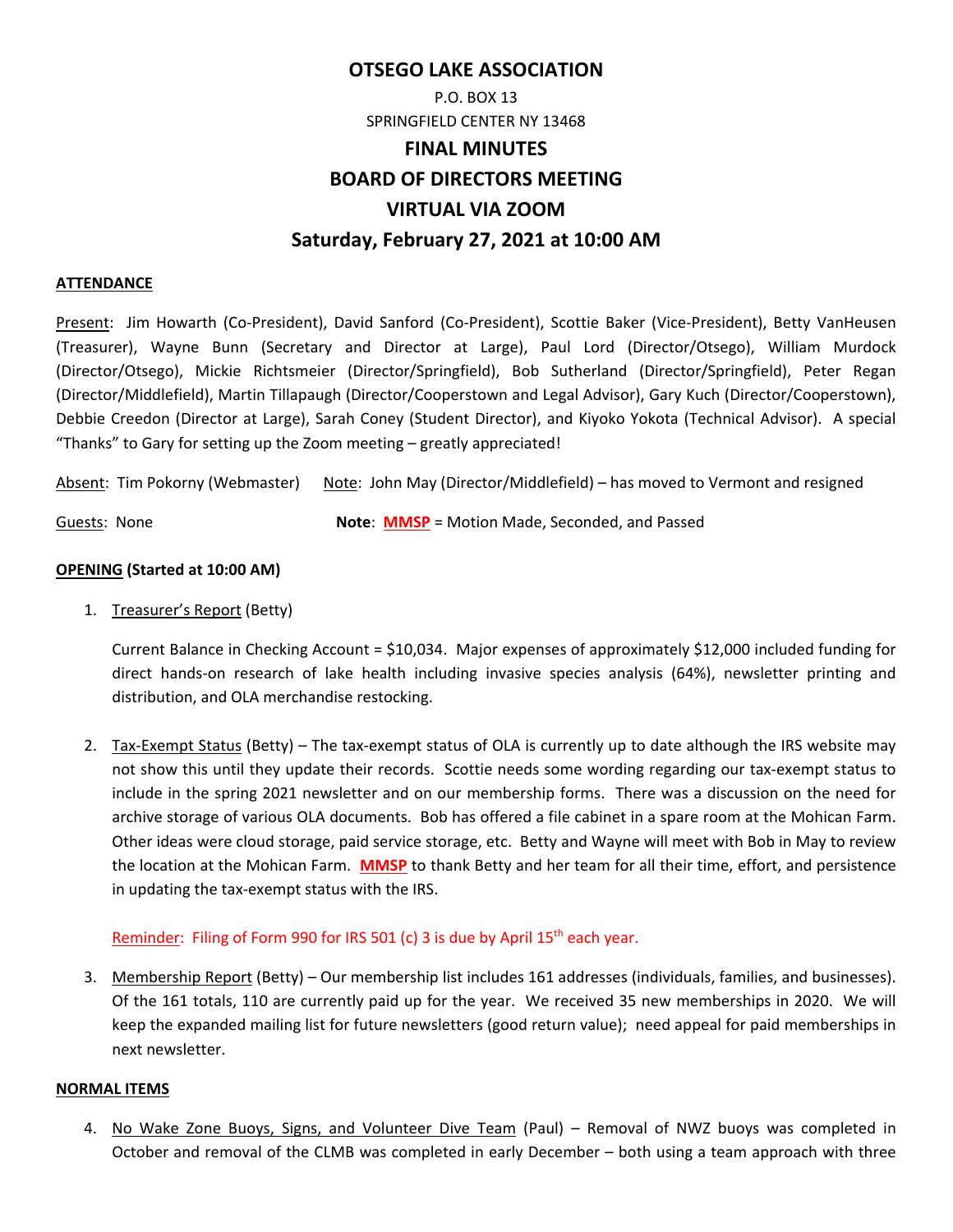# OTSEGO LAKE ASSOCIATION

P.O. BOX 13
SPRINGFIELD CENTER NY 13468

## FINAL MINUTES
## BOARD OF DIRECTORS MEETING
## VIRTUAL VIA ZOOM
## Saturday, February 27, 2021 at 10:00 AM

**ATTENDANCE**

Present: Jim Howarth (Co-President), David Sanford (Co-President), Scottie Baker (Vice-President), Betty VanHeusen (Treasurer), Wayne Bunn (Secretary and Director at Large), Paul Lord (Director/Otsego), William Murdock (Director/Otsego), Mickie Richtsmeier (Director/Springfield), Bob Sutherland (Director/Springfield), Peter Regan (Director/Middlefield), Martin Tillapaugh (Director/Cooperstown and Legal Advisor), Gary Kuch (Director/Cooperstown), Debbie Creedon (Director at Large), Sarah Coney (Student Director), and Kiyoko Yokota (Technical Advisor). A special "Thanks" to Gary for setting up the Zoom meeting – greatly appreciated!

Absent: Tim Pokorny (Webmaster) Note: John May (Director/Middlefield) – has moved to Vermont and resigned

Guests: None **Note**: **MMSP** = Motion Made, Seconded, and Passed

**OPENING (Started at 10:00 AM)**

1. Treasurer's Report (Betty)

   Current Balance in Checking Account = $10,034. Major expenses of approximately $12,000 included funding for direct hands-on research of lake health including invasive species analysis (64%), newsletter printing and distribution, and OLA merchandise restocking.

2. Tax-Exempt Status (Betty) – The tax-exempt status of OLA is currently up to date although the IRS website may not show this until they update their records. Scottie needs some wording regarding our tax-exempt status to include in the spring 2021 newsletter and on our membership forms. There was a discussion on the need for archive storage of various OLA documents. Bob has offered a file cabinet in a spare room at the Mohican Farm. Other ideas were cloud storage, paid service storage, etc. Betty and Wayne will meet with Bob in May to review the location at the Mohican Farm. **MMSP** to thank Betty and her team for all their time, effort, and persistence in updating the tax-exempt status with the IRS.

   Reminder: Filing of Form 990 for IRS 501 (c) 3 is due by April 15th each year.

3. Membership Report (Betty) – Our membership list includes 161 addresses (individuals, families, and businesses). Of the 161 totals, 110 are currently paid up for the year. We received 35 new memberships in 2020. We will keep the expanded mailing list for future newsletters (good return value); need appeal for paid memberships in next newsletter.

**NORMAL ITEMS**

4. No Wake Zone Buoys, Signs, and Volunteer Dive Team (Paul) – Removal of NWZ buoys was completed in October and removal of the CLMB was completed in early December – both using a team approach with three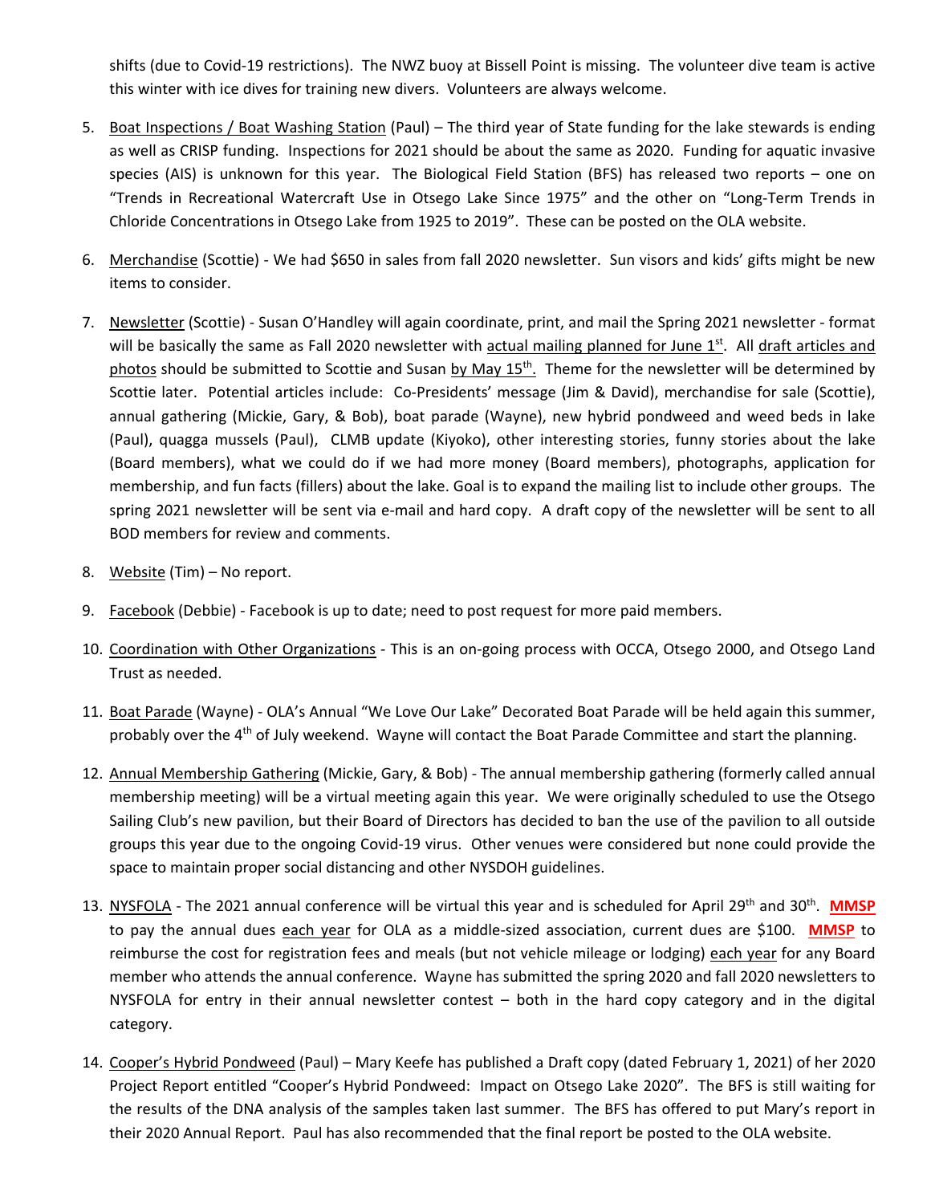shifts (due to Covid-19 restrictions). The NWZ buoy at Bissell Point is missing. The volunteer dive team is active this winter with ice dives for training new divers. Volunteers are always welcome.

5. Boat Inspections / Boat Washing Station (Paul) – The third year of State funding for the lake stewards is ending as well as CRISP funding. Inspections for 2021 should be about the same as 2020. Funding for aquatic invasive species (AIS) is unknown for this year. The Biological Field Station (BFS) has released two reports – one on "Trends in Recreational Watercraft Use in Otsego Lake Since 1975" and the other on "Long-Term Trends in Chloride Concentrations in Otsego Lake from 1925 to 2019". These can be posted on the OLA website.

6. Merchandise (Scottie) - We had $650 in sales from fall 2020 newsletter. Sun visors and kids' gifts might be new items to consider.

7. Newsletter (Scottie) - Susan O'Handley will again coordinate, print, and mail the Spring 2021 newsletter - format will be basically the same as Fall 2020 newsletter with actual mailing planned for June 1st. All draft articles and photos should be submitted to Scottie and Susan by May 15th. Theme for the newsletter will be determined by Scottie later. Potential articles include: Co-Presidents' message (Jim & David), merchandise for sale (Scottie), annual gathering (Mickie, Gary, & Bob), boat parade (Wayne), new hybrid pondweed and weed beds in lake (Paul), quagga mussels (Paul), CLMB update (Kiyoko), other interesting stories, funny stories about the lake (Board members), what we could do if we had more money (Board members), photographs, application for membership, and fun facts (fillers) about the lake. Goal is to expand the mailing list to include other groups. The spring 2021 newsletter will be sent via e-mail and hard copy. A draft copy of the newsletter will be sent to all BOD members for review and comments.

8. Website (Tim) – No report.

9. Facebook (Debbie) - Facebook is up to date; need to post request for more paid members.

10. Coordination with Other Organizations - This is an on-going process with OCCA, Otsego 2000, and Otsego Land Trust as needed.

11. Boat Parade (Wayne) - OLA's Annual "We Love Our Lake" Decorated Boat Parade will be held again this summer, probably over the 4th of July weekend. Wayne will contact the Boat Parade Committee and start the planning.

12. Annual Membership Gathering (Mickie, Gary, & Bob) - The annual membership gathering (formerly called annual membership meeting) will be a virtual meeting again this year. We were originally scheduled to use the Otsego Sailing Club's new pavilion, but their Board of Directors has decided to ban the use of the pavilion to all outside groups this year due to the ongoing Covid-19 virus. Other venues were considered but none could provide the space to maintain proper social distancing and other NYSDOH guidelines.

13. NYSFOLA - The 2021 annual conference will be virtual this year and is scheduled for April 29th and 30th. **MMSP** to pay the annual dues each year for OLA as a middle-sized association, current dues are $100. **MMSP** to reimburse the cost for registration fees and meals (but not vehicle mileage or lodging) each year for any Board member who attends the annual conference. Wayne has submitted the spring 2020 and fall 2020 newsletters to NYSFOLA for entry in their annual newsletter contest – both in the hard copy category and in the digital category.

14. Cooper's Hybrid Pondweed (Paul) – Mary Keefe has published a Draft copy (dated February 1, 2021) of her 2020 Project Report entitled "Cooper's Hybrid Pondweed: Impact on Otsego Lake 2020". The BFS is still waiting for the results of the DNA analysis of the samples taken last summer. The BFS has offered to put Mary's report in their 2020 Annual Report. Paul has also recommended that the final report be posted to the OLA website.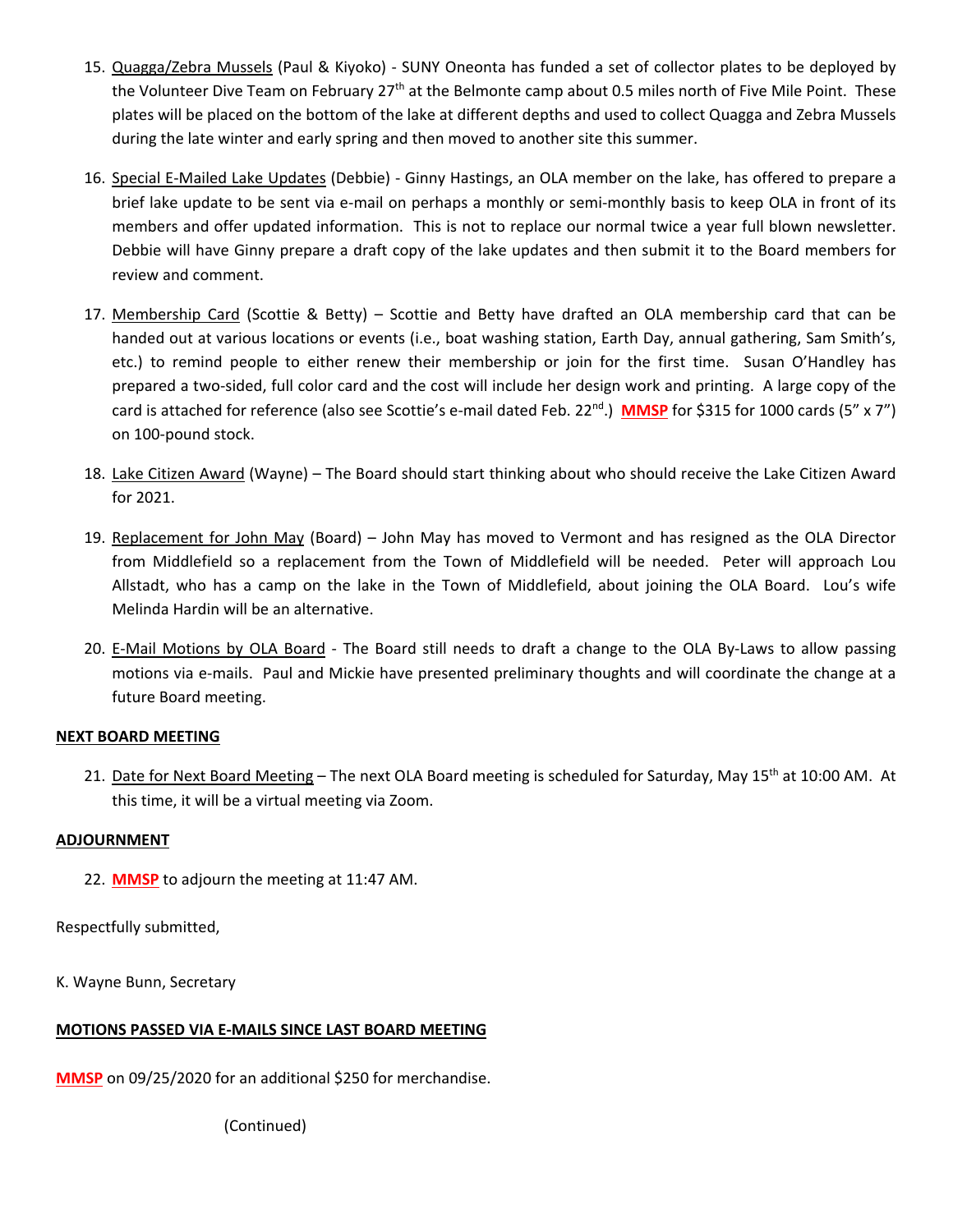15. Quagga/Zebra Mussels (Paul & Kiyoko) - SUNY Oneonta has funded a set of collector plates to be deployed by the Volunteer Dive Team on February 27th at the Belmonte camp about 0.5 miles north of Five Mile Point. These plates will be placed on the bottom of the lake at different depths and used to collect Quagga and Zebra Mussels during the late winter and early spring and then moved to another site this summer.

16. Special E-Mailed Lake Updates (Debbie) - Ginny Hastings, an OLA member on the lake, has offered to prepare a brief lake update to be sent via e-mail on perhaps a monthly or semi-monthly basis to keep OLA in front of its members and offer updated information. This is not to replace our normal twice a year full blown newsletter. Debbie will have Ginny prepare a draft copy of the lake updates and then submit it to the Board members for review and comment.

17. Membership Card (Scottie & Betty) – Scottie and Betty have drafted an OLA membership card that can be handed out at various locations or events (i.e., boat washing station, Earth Day, annual gathering, Sam Smith's, etc.) to remind people to either renew their membership or join for the first time. Susan O'Handley has prepared a two-sided, full color card and the cost will include her design work and printing. A large copy of the card is attached for reference (also see Scottie's e-mail dated Feb. 22nd.) **MMSP** for $315 for 1000 cards (5" x 7") on 100-pound stock.

18. Lake Citizen Award (Wayne) – The Board should start thinking about who should receive the Lake Citizen Award for 2021.

19. Replacement for John May (Board) – John May has moved to Vermont and has resigned as the OLA Director from Middlefield so a replacement from the Town of Middlefield will be needed. Peter will approach Lou Allstadt, who has a camp on the lake in the Town of Middlefield, about joining the OLA Board. Lou's wife Melinda Hardin will be an alternative.

20. E-Mail Motions by OLA Board - The Board still needs to draft a change to the OLA By-Laws to allow passing motions via e-mails. Paul and Mickie have presented preliminary thoughts and will coordinate the change at a future Board meeting.

**NEXT BOARD MEETING**

21. Date for Next Board Meeting – The next OLA Board meeting is scheduled for Saturday, May 15th at 10:00 AM. At this time, it will be a virtual meeting via Zoom.

**ADJOURNMENT**

22. **MMSP** to adjourn the meeting at 11:47 AM.

Respectfully submitted,

K. Wayne Bunn, Secretary

**MOTIONS PASSED VIA E-MAILS SINCE LAST BOARD MEETING**

**MMSP** on 09/25/2020 for an additional $250 for merchandise.

(Continued)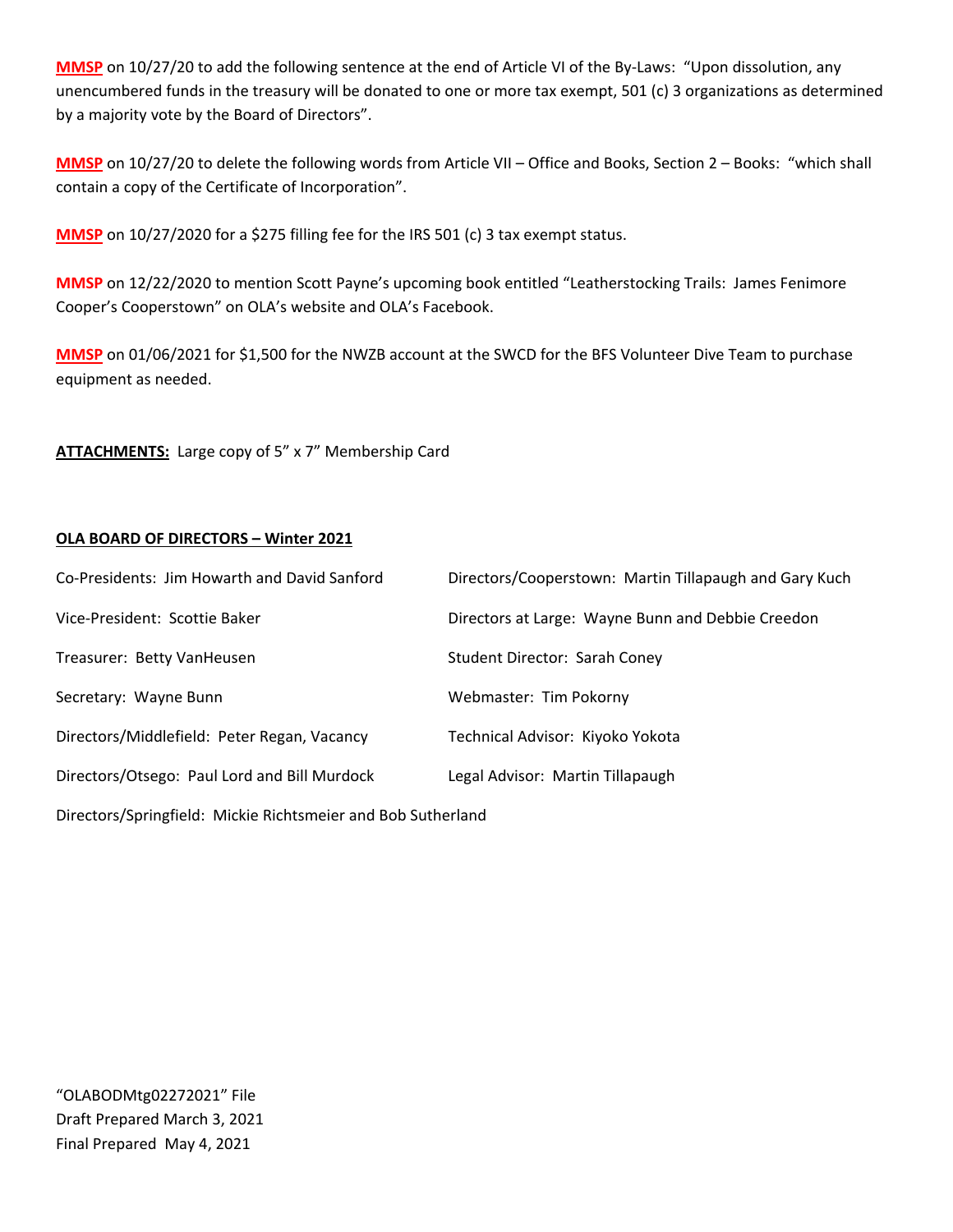**MMSP** on 10/27/20 to add the following sentence at the end of Article VI of the By-Laws: "Upon dissolution, any unencumbered funds in the treasury will be donated to one or more tax exempt, 501 (c) 3 organizations as determined by a majority vote by the Board of Directors".

**MMSP** on 10/27/20 to delete the following words from Article VII – Office and Books, Section 2 – Books: "which shall contain a copy of the Certificate of Incorporation".

**MMSP** on 10/27/2020 for a $275 filling fee for the IRS 501 (c) 3 tax exempt status.

**MMSP** on 12/22/2020 to mention Scott Payne's upcoming book entitled "Leatherstocking Trails: James Fenimore Cooper's Cooperstown" on OLA's website and OLA's Facebook.

**MMSP** on 01/06/2021 for $1,500 for the NWZB account at the SWCD for the BFS Volunteer Dive Team to purchase equipment as needed.

**ATTACHMENTS:** Large copy of 5" x 7" Membership Card

**OLA BOARD OF DIRECTORS – Winter 2021**

Co-Presidents: Jim Howarth and David Sanford

Vice-President: Scottie Baker

Treasurer: Betty VanHeusen

Secretary: Wayne Bunn

Directors/Middlefield: Peter Regan, Vacancy

Directors/Otsego: Paul Lord and Bill Murdock

Directors/Springfield: Mickie Richtsmeier and Bob Sutherland

Directors/Cooperstown: Martin Tillapaugh and Gary Kuch

Directors at Large: Wayne Bunn and Debbie Creedon

Student Director: Sarah Coney

Webmaster: Tim Pokorny

Technical Advisor: Kiyoko Yokota

Legal Advisor: Martin Tillapaugh

"OLABODMtg02272021" File
Draft Prepared March 3, 2021
Final Prepared May 4, 2021